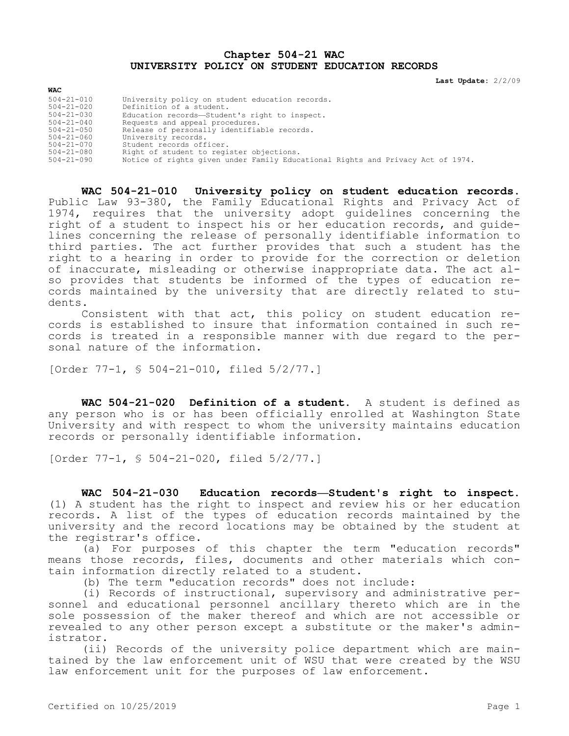# Chapter 504-21 WAC
# UNIVERSITY POLICY ON STUDENT EDUCATION RECORDS

**Last Update:** 2/2/09

| WAC | |
|---|---|
| 504-21-010 | University policy on student education records. |
| 504-21-020 | Definition of a student. |
| 504-21-030 | Education records—Student's right to inspect. |
| 504-21-040 | Requests and appeal procedures. |
| 504-21-050 | Release of personally identifiable records. |
| 504-21-060 | University records. |
| 504-21-070 | Student records officer. |
| 504-21-080 | Right of student to register objections. |
| 504-21-090 | Notice of rights given under Family Educational Rights and Privacy Act of 1974. |

**WAC 504-21-010 University policy on student education records.** Public Law 93-380, the Family Educational Rights and Privacy Act of 1974, requires that the university adopt guidelines concerning the right of a student to inspect his or her education records, and guidelines concerning the release of personally identifiable information to third parties. The act further provides that such a student has the right to a hearing in order to provide for the correction or deletion of inaccurate, misleading or otherwise inappropriate data. The act also provides that students be informed of the types of education records maintained by the university that are directly related to students.

Consistent with that act, this policy on student education records is established to insure that information contained in such records is treated in a responsible manner with due regard to the personal nature of the information.

[Order 77-1, § 504-21-010, filed 5/2/77.]

**WAC 504-21-020 Definition of a student.** A student is defined as any person who is or has been officially enrolled at Washington State University and with respect to whom the university maintains education records or personally identifiable information.

[Order 77-1, § 504-21-020, filed 5/2/77.]

**WAC 504-21-030 Education records—Student's right to inspect.** (1) A student has the right to inspect and review his or her education records. A list of the types of education records maintained by the university and the record locations may be obtained by the student at the registrar's office.

(a) For purposes of this chapter the term "education records" means those records, files, documents and other materials which contain information directly related to a student.

(b) The term "education records" does not include:

(i) Records of instructional, supervisory and administrative personnel and educational personnel ancillary thereto which are in the sole possession of the maker thereof and which are not accessible or revealed to any other person except a substitute or the maker's administrator.

(ii) Records of the university police department which are maintained by the law enforcement unit of WSU that were created by the WSU law enforcement unit for the purposes of law enforcement.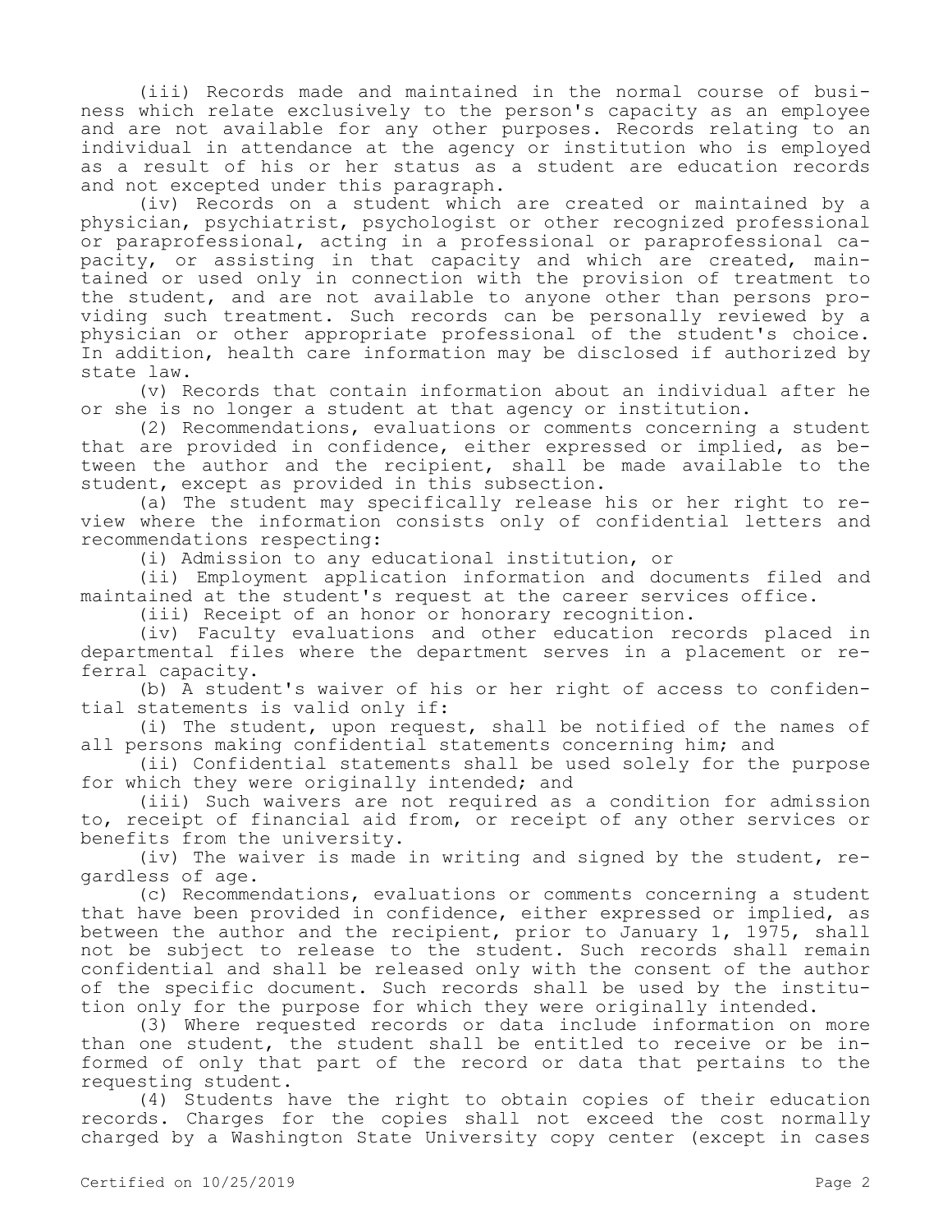(iii) Records made and maintained in the normal course of business which relate exclusively to the person's capacity as an employee and are not available for any other purposes. Records relating to an individual in attendance at the agency or institution who is employed as a result of his or her status as a student are education records and not excepted under this paragraph.

(iv) Records on a student which are created or maintained by a physician, psychiatrist, psychologist or other recognized professional or paraprofessional, acting in a professional or paraprofessional capacity, or assisting in that capacity and which are created, maintained or used only in connection with the provision of treatment to the student, and are not available to anyone other than persons providing such treatment. Such records can be personally reviewed by a physician or other appropriate professional of the student's choice. In addition, health care information may be disclosed if authorized by state law.

(v) Records that contain information about an individual after he or she is no longer a student at that agency or institution.

(2) Recommendations, evaluations or comments concerning a student that are provided in confidence, either expressed or implied, as between the author and the recipient, shall be made available to the student, except as provided in this subsection.

(a) The student may specifically release his or her right to review where the information consists only of confidential letters and recommendations respecting:

(i) Admission to any educational institution, or

(ii) Employment application information and documents filed and maintained at the student's request at the career services office.

(iii) Receipt of an honor or honorary recognition.

(iv) Faculty evaluations and other education records placed in departmental files where the department serves in a placement or referral capacity.

(b) A student's waiver of his or her right of access to confidential statements is valid only if:

(i) The student, upon request, shall be notified of the names of all persons making confidential statements concerning him; and

(ii) Confidential statements shall be used solely for the purpose for which they were originally intended; and

(iii) Such waivers are not required as a condition for admission to, receipt of financial aid from, or receipt of any other services or benefits from the university.

(iv) The waiver is made in writing and signed by the student, regardless of age.

(c) Recommendations, evaluations or comments concerning a student that have been provided in confidence, either expressed or implied, as between the author and the recipient, prior to January 1, 1975, shall not be subject to release to the student. Such records shall remain confidential and shall be released only with the consent of the author of the specific document. Such records shall be used by the institution only for the purpose for which they were originally intended.

(3) Where requested records or data include information on more than one student, the student shall be entitled to receive or be informed of only that part of the record or data that pertains to the requesting student.

(4) Students have the right to obtain copies of their education records. Charges for the copies shall not exceed the cost normally charged by a Washington State University copy center (except in cases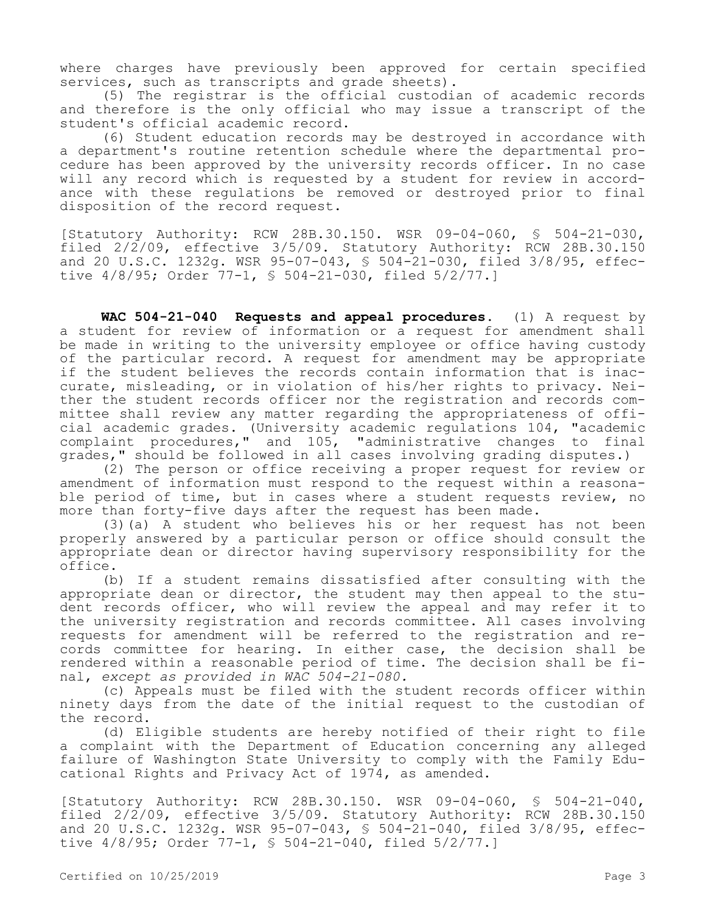where charges have previously been approved for certain specified services, such as transcripts and grade sheets).

(5) The registrar is the official custodian of academic records and therefore is the only official who may issue a transcript of the student's official academic record.

(6) Student education records may be destroyed in accordance with a department's routine retention schedule where the departmental procedure has been approved by the university records officer. In no case will any record which is requested by a student for review in accordance with these regulations be removed or destroyed prior to final disposition of the record request.

[Statutory Authority: RCW 28B.30.150. WSR 09-04-060, § 504-21-030, filed 2/2/09, effective 3/5/09. Statutory Authority: RCW 28B.30.150 and 20 U.S.C. 1232g. WSR 95-07-043, § 504-21-030, filed 3/8/95, effective 4/8/95; Order 77-1, § 504-21-030, filed 5/2/77.]

**WAC 504-21-040 Requests and appeal procedures.** (1) A request by a student for review of information or a request for amendment shall be made in writing to the university employee or office having custody of the particular record. A request for amendment may be appropriate if the student believes the records contain information that is inaccurate, misleading, or in violation of his/her rights to privacy. Neither the student records officer nor the registration and records committee shall review any matter regarding the appropriateness of official academic grades. (University academic regulations 104, "academic complaint procedures," and 105, "administrative changes to final grades," should be followed in all cases involving grading disputes.)

(2) The person or office receiving a proper request for review or amendment of information must respond to the request within a reasonable period of time, but in cases where a student requests review, no more than forty-five days after the request has been made.

(3)(a) A student who believes his or her request has not been properly answered by a particular person or office should consult the appropriate dean or director having supervisory responsibility for the office.

(b) If a student remains dissatisfied after consulting with the appropriate dean or director, the student may then appeal to the student records officer, who will review the appeal and may refer it to the university registration and records committee. All cases involving requests for amendment will be referred to the registration and records committee for hearing. In either case, the decision shall be rendered within a reasonable period of time. The decision shall be final, *except as provided in WAC 504-21-080.*

(c) Appeals must be filed with the student records officer within ninety days from the date of the initial request to the custodian of the record.

(d) Eligible students are hereby notified of their right to file a complaint with the Department of Education concerning any alleged failure of Washington State University to comply with the Family Educational Rights and Privacy Act of 1974, as amended.

[Statutory Authority: RCW 28B.30.150. WSR 09-04-060, § 504-21-040, filed 2/2/09, effective 3/5/09. Statutory Authority: RCW 28B.30.150 and 20 U.S.C. 1232g. WSR 95-07-043, § 504-21-040, filed 3/8/95, effective 4/8/95; Order 77-1, § 504-21-040, filed 5/2/77.]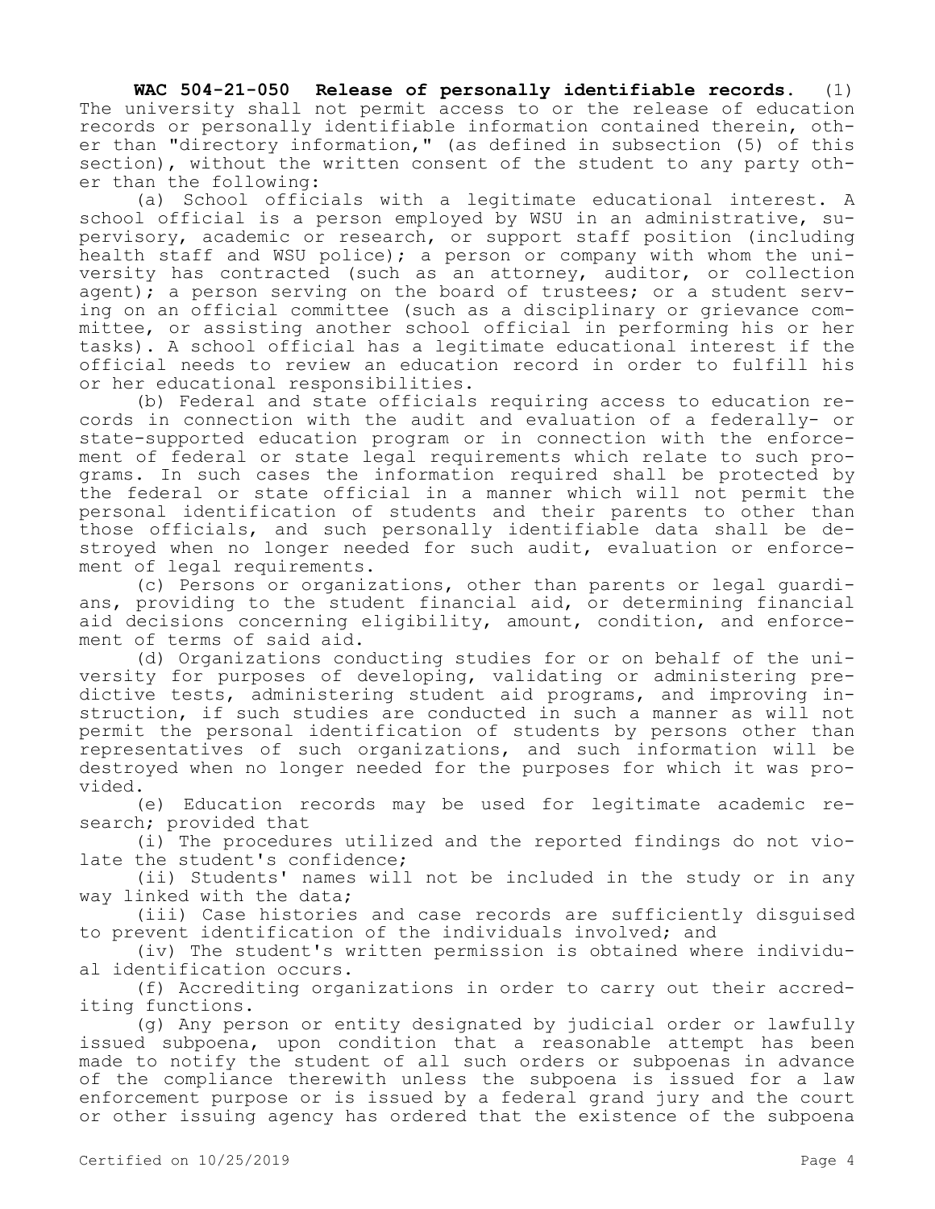**WAC 504-21-050 Release of personally identifiable records.** (1) The university shall not permit access to or the release of education records or personally identifiable information contained therein, other than "directory information," (as defined in subsection (5) of this section), without the written consent of the student to any party other than the following:

(a) School officials with a legitimate educational interest. A school official is a person employed by WSU in an administrative, supervisory, academic or research, or support staff position (including health staff and WSU police); a person or company with whom the university has contracted (such as an attorney, auditor, or collection agent); a person serving on the board of trustees; or a student serving on an official committee (such as a disciplinary or grievance committee, or assisting another school official in performing his or her tasks). A school official has a legitimate educational interest if the official needs to review an education record in order to fulfill his or her educational responsibilities.

(b) Federal and state officials requiring access to education records in connection with the audit and evaluation of a federally- or state-supported education program or in connection with the enforcement of federal or state legal requirements which relate to such programs. In such cases the information required shall be protected by the federal or state official in a manner which will not permit the personal identification of students and their parents to other than those officials, and such personally identifiable data shall be destroyed when no longer needed for such audit, evaluation or enforcement of legal requirements.

(c) Persons or organizations, other than parents or legal guardians, providing to the student financial aid, or determining financial aid decisions concerning eligibility, amount, condition, and enforcement of terms of said aid.

(d) Organizations conducting studies for or on behalf of the university for purposes of developing, validating or administering predictive tests, administering student aid programs, and improving instruction, if such studies are conducted in such a manner as will not permit the personal identification of students by persons other than representatives of such organizations, and such information will be destroyed when no longer needed for the purposes for which it was provided.

(e) Education records may be used for legitimate academic research; provided that

(i) The procedures utilized and the reported findings do not violate the student's confidence;

(ii) Students' names will not be included in the study or in any way linked with the data;

(iii) Case histories and case records are sufficiently disguised to prevent identification of the individuals involved; and

(iv) The student's written permission is obtained where individual identification occurs.

(f) Accrediting organizations in order to carry out their accrediting functions.

(g) Any person or entity designated by judicial order or lawfully issued subpoena, upon condition that a reasonable attempt has been made to notify the student of all such orders or subpoenas in advance of the compliance therewith unless the subpoena is issued for a law enforcement purpose or is issued by a federal grand jury and the court or other issuing agency has ordered that the existence of the subpoena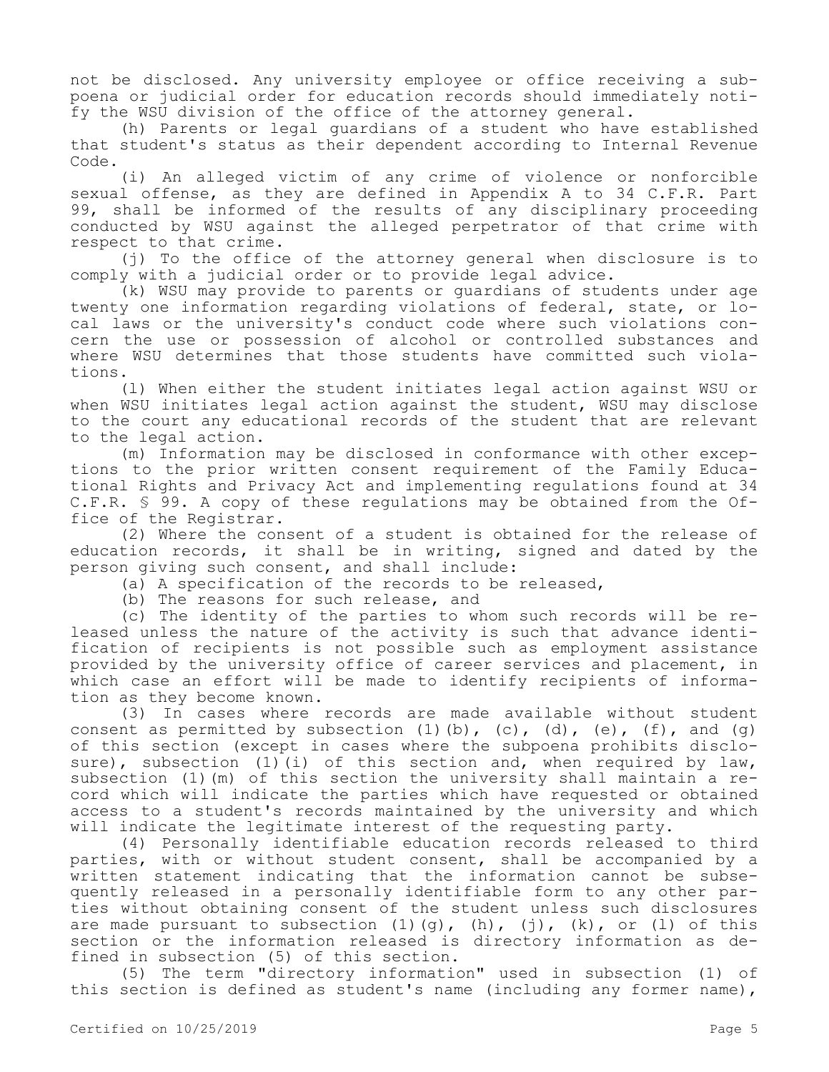not be disclosed. Any university employee or office receiving a subpoena or judicial order for education records should immediately notify the WSU division of the office of the attorney general.

(h) Parents or legal guardians of a student who have established that student's status as their dependent according to Internal Revenue Code.

(i) An alleged victim of any crime of violence or nonforcible sexual offense, as they are defined in Appendix A to 34 C.F.R. Part 99, shall be informed of the results of any disciplinary proceeding conducted by WSU against the alleged perpetrator of that crime with respect to that crime.

(j) To the office of the attorney general when disclosure is to comply with a judicial order or to provide legal advice.

(k) WSU may provide to parents or guardians of students under age twenty one information regarding violations of federal, state, or local laws or the university's conduct code where such violations concern the use or possession of alcohol or controlled substances and where WSU determines that those students have committed such violations.

(l) When either the student initiates legal action against WSU or when WSU initiates legal action against the student, WSU may disclose to the court any educational records of the student that are relevant to the legal action.

(m) Information may be disclosed in conformance with other exceptions to the prior written consent requirement of the Family Educational Rights and Privacy Act and implementing regulations found at 34 C.F.R. § 99. A copy of these regulations may be obtained from the Office of the Registrar.

(2) Where the consent of a student is obtained for the release of education records, it shall be in writing, signed and dated by the person giving such consent, and shall include:

(a) A specification of the records to be released,

(b) The reasons for such release, and

(c) The identity of the parties to whom such records will be released unless the nature of the activity is such that advance identification of recipients is not possible such as employment assistance provided by the university office of career services and placement, in which case an effort will be made to identify recipients of information as they become known.

(3) In cases where records are made available without student consent as permitted by subsection (1)(b), (c), (d), (e), (f), and (g) of this section (except in cases where the subpoena prohibits disclosure), subsection (1)(i) of this section and, when required by law, subsection (1)(m) of this section the university shall maintain a record which will indicate the parties which have requested or obtained access to a student's records maintained by the university and which will indicate the legitimate interest of the requesting party.

(4) Personally identifiable education records released to third parties, with or without student consent, shall be accompanied by a written statement indicating that the information cannot be subsequently released in a personally identifiable form to any other parties without obtaining consent of the student unless such disclosures are made pursuant to subsection (1)(g), (h), (j), (k), or (l) of this section or the information released is directory information as defined in subsection (5) of this section.

(5) The term "directory information" used in subsection (1) of this section is defined as student's name (including any former name),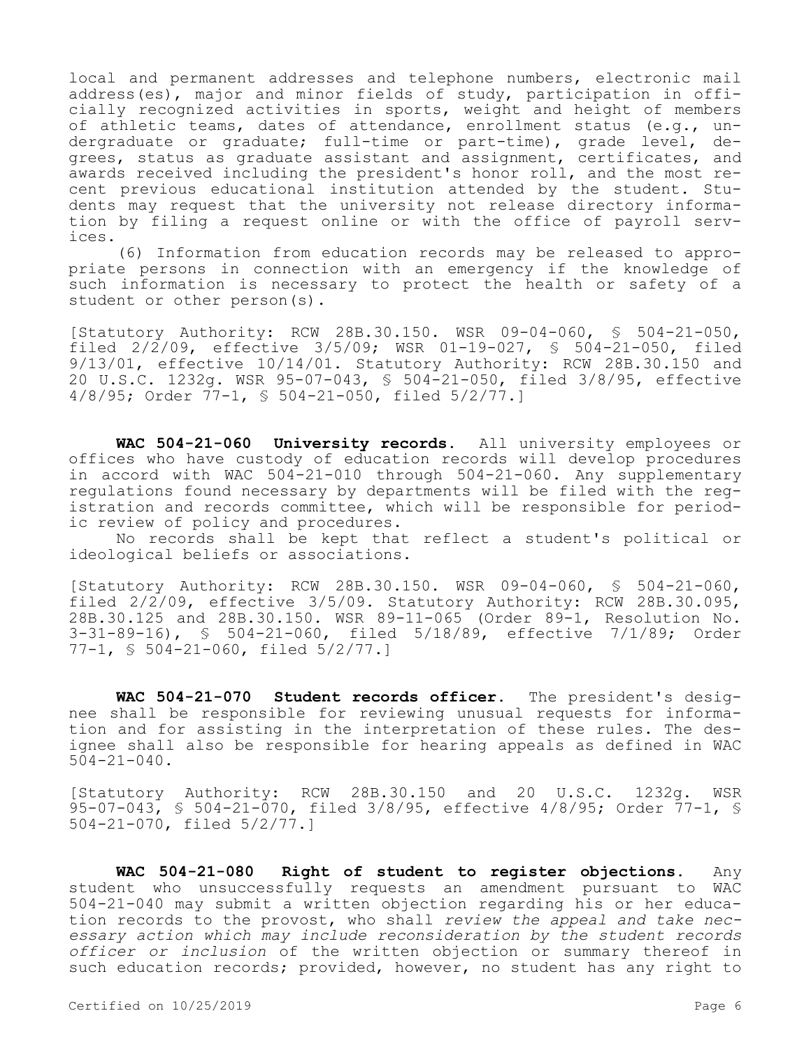local and permanent addresses and telephone numbers, electronic mail address(es), major and minor fields of study, participation in officially recognized activities in sports, weight and height of members of athletic teams, dates of attendance, enrollment status (e.g., undergraduate or graduate; full-time or part-time), grade level, degrees, status as graduate assistant and assignment, certificates, and awards received including the president's honor roll, and the most recent previous educational institution attended by the student. Students may request that the university not release directory information by filing a request online or with the office of payroll services.

(6) Information from education records may be released to appropriate persons in connection with an emergency if the knowledge of such information is necessary to protect the health or safety of a student or other person(s).

[Statutory Authority: RCW 28B.30.150. WSR 09-04-060, § 504-21-050, filed 2/2/09, effective 3/5/09; WSR 01-19-027, § 504-21-050, filed 9/13/01, effective 10/14/01. Statutory Authority: RCW 28B.30.150 and 20 U.S.C. 1232g. WSR 95-07-043, § 504-21-050, filed 3/8/95, effective 4/8/95; Order 77-1, § 504-21-050, filed 5/2/77.]

**WAC 504-21-060 University records.** All university employees or offices who have custody of education records will develop procedures in accord with WAC 504-21-010 through 504-21-060. Any supplementary regulations found necessary by departments will be filed with the registration and records committee, which will be responsible for periodic review of policy and procedures.

No records shall be kept that reflect a student's political or ideological beliefs or associations.

[Statutory Authority: RCW 28B.30.150. WSR 09-04-060, § 504-21-060, filed 2/2/09, effective 3/5/09. Statutory Authority: RCW 28B.30.095, 28B.30.125 and 28B.30.150. WSR 89-11-065 (Order 89-1, Resolution No. 3-31-89-16), § 504-21-060, filed 5/18/89, effective 7/1/89; Order 77-1, § 504-21-060, filed 5/2/77.]

**WAC 504-21-070 Student records officer.** The president's designee shall be responsible for reviewing unusual requests for information and for assisting in the interpretation of these rules. The designee shall also be responsible for hearing appeals as defined in WAC 504-21-040.

[Statutory Authority: RCW 28B.30.150 and 20 U.S.C. 1232g. WSR 95-07-043, § 504-21-070, filed 3/8/95, effective 4/8/95; Order 77-1, § 504-21-070, filed 5/2/77.]

**WAC 504-21-080 Right of student to register objections.** Any student who unsuccessfully requests an amendment pursuant to WAC 504-21-040 may submit a written objection regarding his or her education records to the provost, who shall *review the appeal and take necessary action which may include reconsideration by the student records officer or inclusion* of the written objection or summary thereof in such education records; provided, however, no student has any right to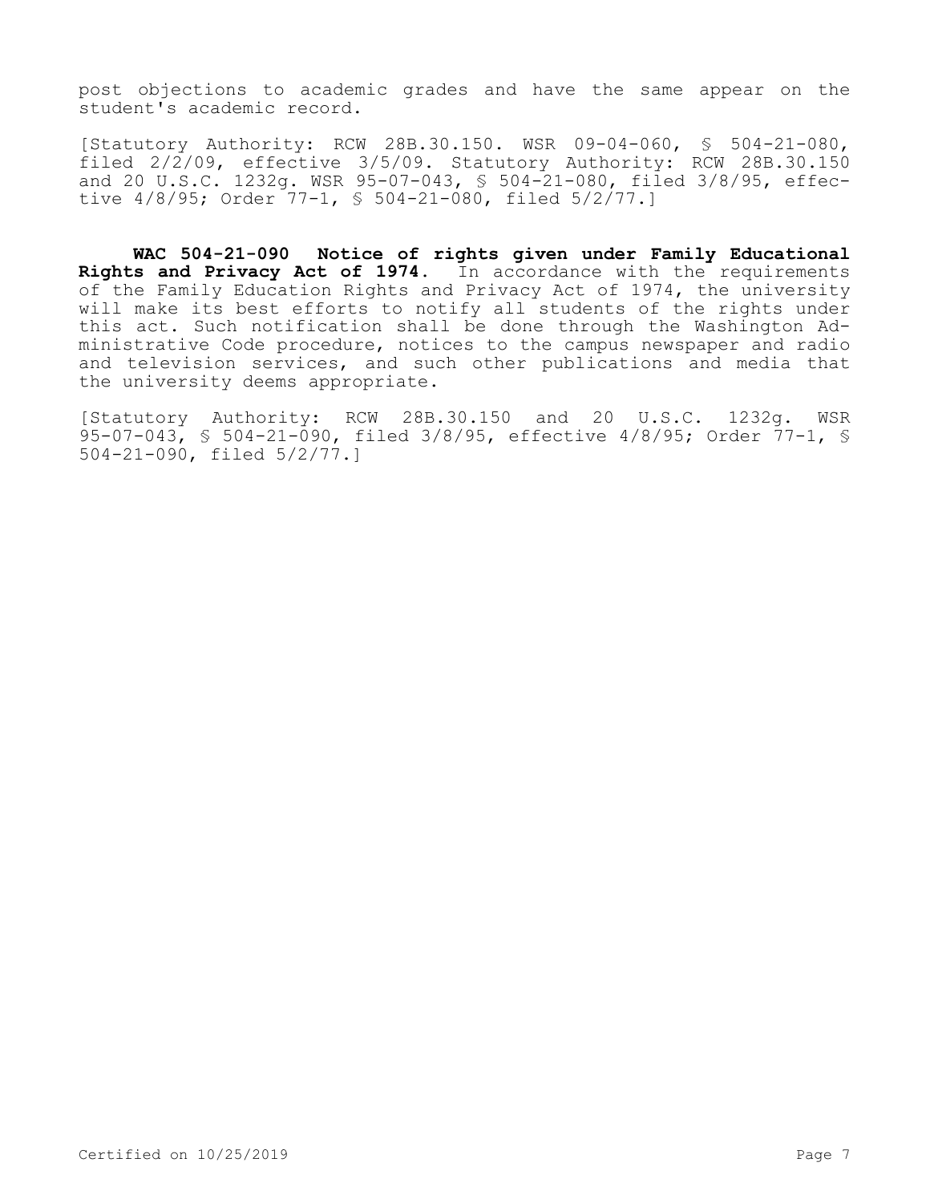post objections to academic grades and have the same appear on the student's academic record.

[Statutory Authority: RCW 28B.30.150. WSR 09-04-060, § 504-21-080, filed 2/2/09, effective 3/5/09. Statutory Authority: RCW 28B.30.150 and 20 U.S.C. 1232g. WSR 95-07-043, § 504-21-080, filed 3/8/95, effective 4/8/95; Order 77-1, § 504-21-080, filed 5/2/77.]

**WAC 504-21-090 Notice of rights given under Family Educational Rights and Privacy Act of 1974.** In accordance with the requirements of the Family Education Rights and Privacy Act of 1974, the university will make its best efforts to notify all students of the rights under this act. Such notification shall be done through the Washington Administrative Code procedure, notices to the campus newspaper and radio and television services, and such other publications and media that the university deems appropriate.

[Statutory Authority: RCW 28B.30.150 and 20 U.S.C. 1232g. WSR 95-07-043, § 504-21-090, filed 3/8/95, effective 4/8/95; Order 77-1, § 504-21-090, filed 5/2/77.]